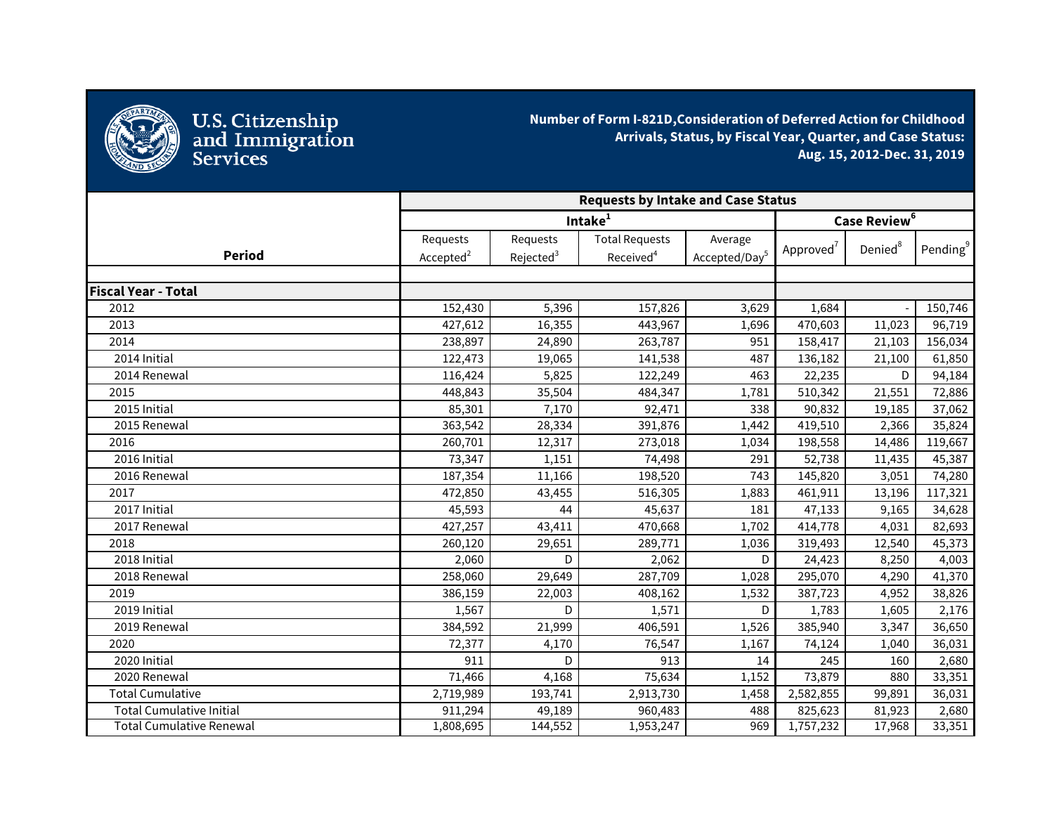U.S. Citizenship and Immigration Services

**Number of Form I-821D,Consideration of Deferred Action for Childhood Arrivals, Status, by Fiscal Year, Quarter, and Case Status: Aug. 15, 2012-Dec. 31, 2019**

| Period | Requests by Intake and Case Status | | | | | | |
|---|---|---|---|---|---|---|---|
| | Intake[1] | | | | Case Review[6] | | |
| | Requests Accepted[2] | Requests Rejected[3] | Total Requests Received[4] | Average Accepted/Day[5] | Approved[7] | Denied[8] | Pending[9] |
| **Fiscal Year - Total** | | | | | | | |
| 2012 | 152,430 | 5,396 | 157,826 | 3,629 | 1,684 | - | 150,746 |
| 2013 | 427,612 | 16,355 | 443,967 | 1,696 | 470,603 | 11,023 | 96,719 |
| 2014 | 238,897 | 24,890 | 263,787 | 951 | 158,417 | 21,103 | 156,034 |
| 2014 Initial | 122,473 | 19,065 | 141,538 | 487 | 136,182 | 21,100 | 61,850 |
| 2014 Renewal | 116,424 | 5,825 | 122,249 | 463 | 22,235 | D | 94,184 |
| 2015 | 448,843 | 35,504 | 484,347 | 1,781 | 510,342 | 21,551 | 72,886 |
| 2015 Initial | 85,301 | 7,170 | 92,471 | 338 | 90,832 | 19,185 | 37,062 |
| 2015 Renewal | 363,542 | 28,334 | 391,876 | 1,442 | 419,510 | 2,366 | 35,824 |
| 2016 | 260,701 | 12,317 | 273,018 | 1,034 | 198,558 | 14,486 | 119,667 |
| 2016 Initial | 73,347 | 1,151 | 74,498 | 291 | 52,738 | 11,435 | 45,387 |
| 2016 Renewal | 187,354 | 11,166 | 198,520 | 743 | 145,820 | 3,051 | 74,280 |
| 2017 | 472,850 | 43,455 | 516,305 | 1,883 | 461,911 | 13,196 | 117,321 |
| 2017 Initial | 45,593 | 44 | 45,637 | 181 | 47,133 | 9,165 | 34,628 |
| 2017 Renewal | 427,257 | 43,411 | 470,668 | 1,702 | 414,778 | 4,031 | 82,693 |
| 2018 | 260,120 | 29,651 | 289,771 | 1,036 | 319,493 | 12,540 | 45,373 |
| 2018 Initial | 2,060 | D | 2,062 | D | 24,423 | 8,250 | 4,003 |
| 2018 Renewal | 258,060 | 29,649 | 287,709 | 1,028 | 295,070 | 4,290 | 41,370 |
| 2019 | 386,159 | 22,003 | 408,162 | 1,532 | 387,723 | 4,952 | 38,826 |
| 2019 Initial | 1,567 | D | 1,571 | D | 1,783 | 1,605 | 2,176 |
| 2019 Renewal | 384,592 | 21,999 | 406,591 | 1,526 | 385,940 | 3,347 | 36,650 |
| 2020 | 72,377 | 4,170 | 76,547 | 1,167 | 74,124 | 1,040 | 36,031 |
| 2020 Initial | 911 | D | 913 | 14 | 245 | 160 | 2,680 |
| 2020 Renewal | 71,466 | 4,168 | 75,634 | 1,152 | 73,879 | 880 | 33,351 |
| Total Cumulative | 2,719,989 | 193,741 | 2,913,730 | 1,458 | 2,582,855 | 99,891 | 36,031 |
| Total Cumulative Initial | 911,294 | 49,189 | 960,483 | 488 | 825,623 | 81,923 | 2,680 |
| Total Cumulative Renewal | 1,808,695 | 144,552 | 1,953,247 | 969 | 1,757,232 | 17,968 | 33,351 |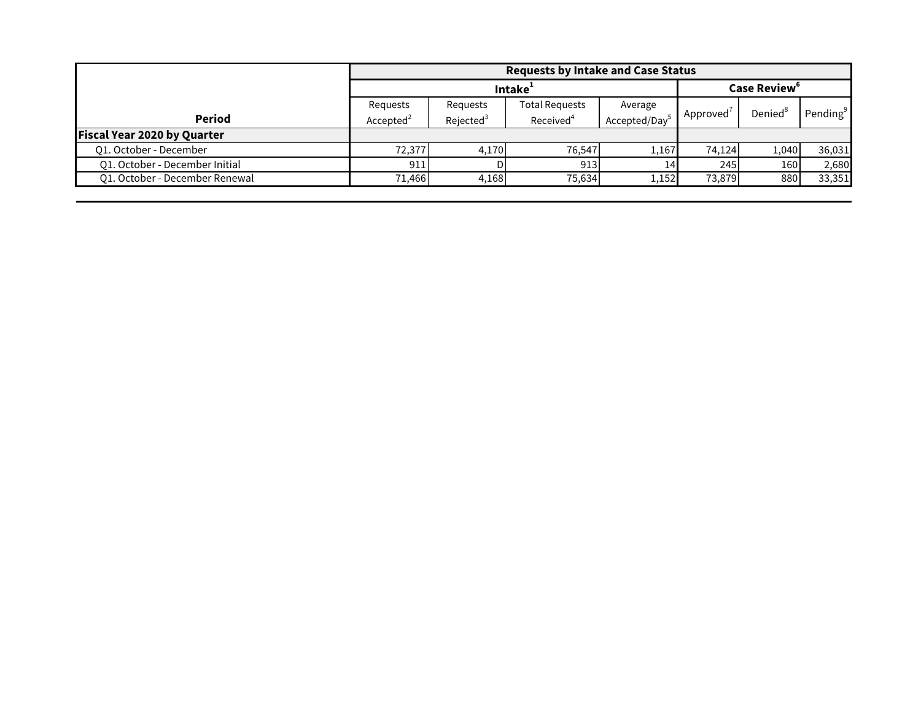| Period | Requests by Intake and Case Status | | | | | | |
|---|---|---|---|---|---|---|---|
| | Intake[1] | | | | Case Review[6] | | |
| | Requests Accepted[2] | Requests Rejected[3] | Total Requests Received[4] | Average Accepted/Day[5] | Approved[7] | Denied[8] | Pending[9] |
| **Fiscal Year 2020 by Quarter** | | | | | | | |
| Q1. October - December | 72,377 | 4,170 | 76,547 | 1,167 | 74,124 | 1,040 | 36,031 |
| Q1. October - December Initial | 911 | D | 913 | 14 | 245 | 160 | 2,680 |
| Q1. October - December Renewal | 71,466 | 4,168 | 75,634 | 1,152 | 73,879 | 880 | 33,351 |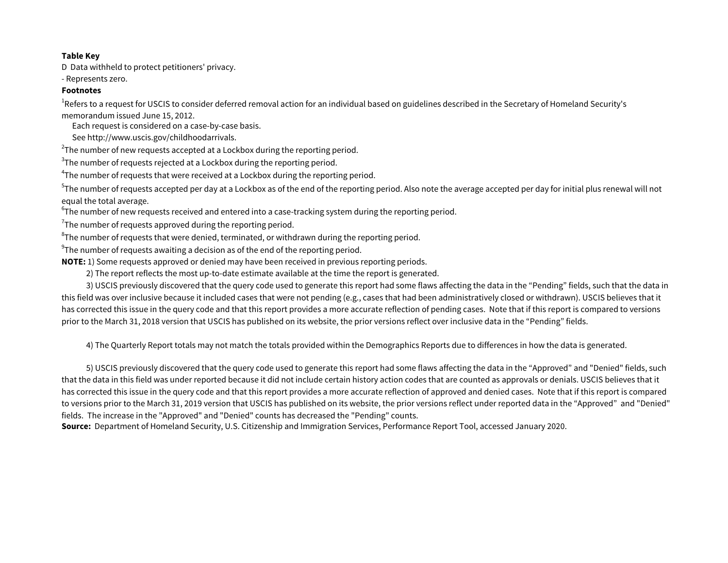**Table Key**

D Data withheld to protect petitioners' privacy.

- Represents zero.

**Footnotes**

[1]Refers to a request for USCIS to consider deferred removal action for an individual based on guidelines described in the Secretary of Homeland Security's memorandum issued June 15, 2012.
 Each request is considered on a case-by-case basis.
 See http://www.uscis.gov/childhoodarrivals.

[2]The number of new requests accepted at a Lockbox during the reporting period.

[3]The number of requests rejected at a Lockbox during the reporting period.

[4]The number of requests that were received at a Lockbox during the reporting period.

[5]The number of requests accepted per day at a Lockbox as of the end of the reporting period. Also note the average accepted per day for initial plus renewal will not equal the total average.

[6]The number of new requests received and entered into a case-tracking system during the reporting period.

[7]The number of requests approved during the reporting period.

[8]The number of requests that were denied, terminated, or withdrawn during the reporting period.

[9]The number of requests awaiting a decision as of the end of the reporting period.

**NOTE:** 1) Some requests approved or denied may have been received in previous reporting periods.

2) The report reflects the most up-to-date estimate available at the time the report is generated.

3) USCIS previously discovered that the query code used to generate this report had some flaws affecting the data in the “Pending” fields, such that the data in this field was over inclusive because it included cases that were not pending (e.g., cases that had been administratively closed or withdrawn). USCIS believes that it has corrected this issue in the query code and that this report provides a more accurate reflection of pending cases. Note that if this report is compared to versions prior to the March 31, 2018 version that USCIS has published on its website, the prior versions reflect over inclusive data in the “Pending” fields.

4) The Quarterly Report totals may not match the totals provided within the Demographics Reports due to differences in how the data is generated.

5) USCIS previously discovered that the query code used to generate this report had some flaws affecting the data in the “Approved” and "Denied" fields, such that the data in this field was under reported because it did not include certain history action codes that are counted as approvals or denials. USCIS believes that it has corrected this issue in the query code and that this report provides a more accurate reflection of approved and denied cases. Note that if this report is compared to versions prior to the March 31, 2019 version that USCIS has published on its website, the prior versions reflect under reported data in the “Approved” and "Denied" fields. The increase in the "Approved" and "Denied" counts has decreased the "Pending" counts.

**Source:** Department of Homeland Security, U.S. Citizenship and Immigration Services, Performance Report Tool, accessed January 2020.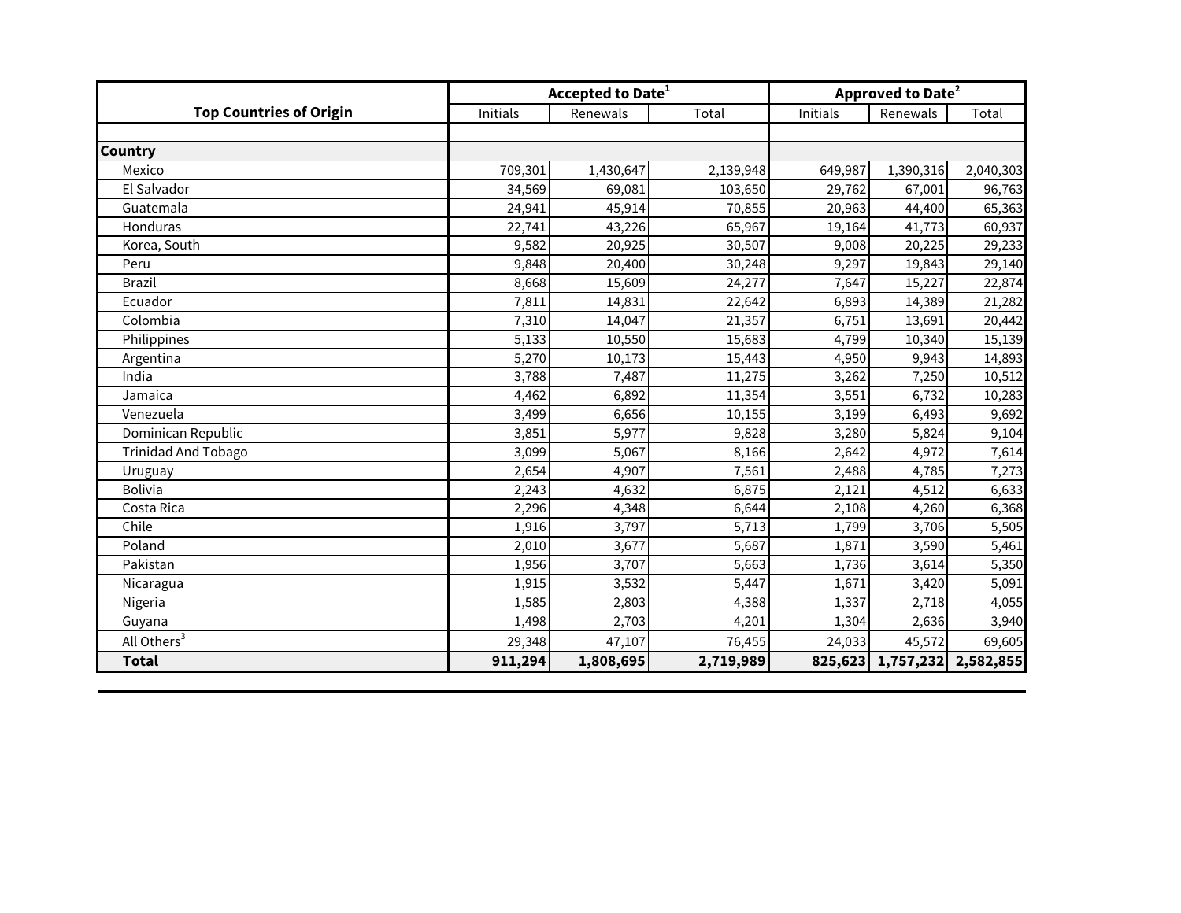| Top Countries of Origin | Accepted to Date[1] | | | Approved to Date[2] | | |
|---|---|---|---|---|---|---|
| | Initials | Renewals | Total | Initials | Renewals | Total |
| **Country** | | | | | | |
| Mexico | 709,301 | 1,430,647 | 2,139,948 | 649,987 | 1,390,316 | 2,040,303 |
| El Salvador | 34,569 | 69,081 | 103,650 | 29,762 | 67,001 | 96,763 |
| Guatemala | 24,941 | 45,914 | 70,855 | 20,963 | 44,400 | 65,363 |
| Honduras | 22,741 | 43,226 | 65,967 | 19,164 | 41,773 | 60,937 |
| Korea, South | 9,582 | 20,925 | 30,507 | 9,008 | 20,225 | 29,233 |
| Peru | 9,848 | 20,400 | 30,248 | 9,297 | 19,843 | 29,140 |
| Brazil | 8,668 | 15,609 | 24,277 | 7,647 | 15,227 | 22,874 |
| Ecuador | 7,811 | 14,831 | 22,642 | 6,893 | 14,389 | 21,282 |
| Colombia | 7,310 | 14,047 | 21,357 | 6,751 | 13,691 | 20,442 |
| Philippines | 5,133 | 10,550 | 15,683 | 4,799 | 10,340 | 15,139 |
| Argentina | 5,270 | 10,173 | 15,443 | 4,950 | 9,943 | 14,893 |
| India | 3,788 | 7,487 | 11,275 | 3,262 | 7,250 | 10,512 |
| Jamaica | 4,462 | 6,892 | 11,354 | 3,551 | 6,732 | 10,283 |
| Venezuela | 3,499 | 6,656 | 10,155 | 3,199 | 6,493 | 9,692 |
| Dominican Republic | 3,851 | 5,977 | 9,828 | 3,280 | 5,824 | 9,104 |
| Trinidad And Tobago | 3,099 | 5,067 | 8,166 | 2,642 | 4,972 | 7,614 |
| Uruguay | 2,654 | 4,907 | 7,561 | 2,488 | 4,785 | 7,273 |
| Bolivia | 2,243 | 4,632 | 6,875 | 2,121 | 4,512 | 6,633 |
| Costa Rica | 2,296 | 4,348 | 6,644 | 2,108 | 4,260 | 6,368 |
| Chile | 1,916 | 3,797 | 5,713 | 1,799 | 3,706 | 5,505 |
| Poland | 2,010 | 3,677 | 5,687 | 1,871 | 3,590 | 5,461 |
| Pakistan | 1,956 | 3,707 | 5,663 | 1,736 | 3,614 | 5,350 |
| Nicaragua | 1,915 | 3,532 | 5,447 | 1,671 | 3,420 | 5,091 |
| Nigeria | 1,585 | 2,803 | 4,388 | 1,337 | 2,718 | 4,055 |
| Guyana | 1,498 | 2,703 | 4,201 | 1,304 | 2,636 | 3,940 |
| All Others[3] | 29,348 | 47,107 | 76,455 | 24,033 | 45,572 | 69,605 |
| **Total** | **911,294** | **1,808,695** | **2,719,989** | **825,623** | **1,757,232** | **2,582,855** |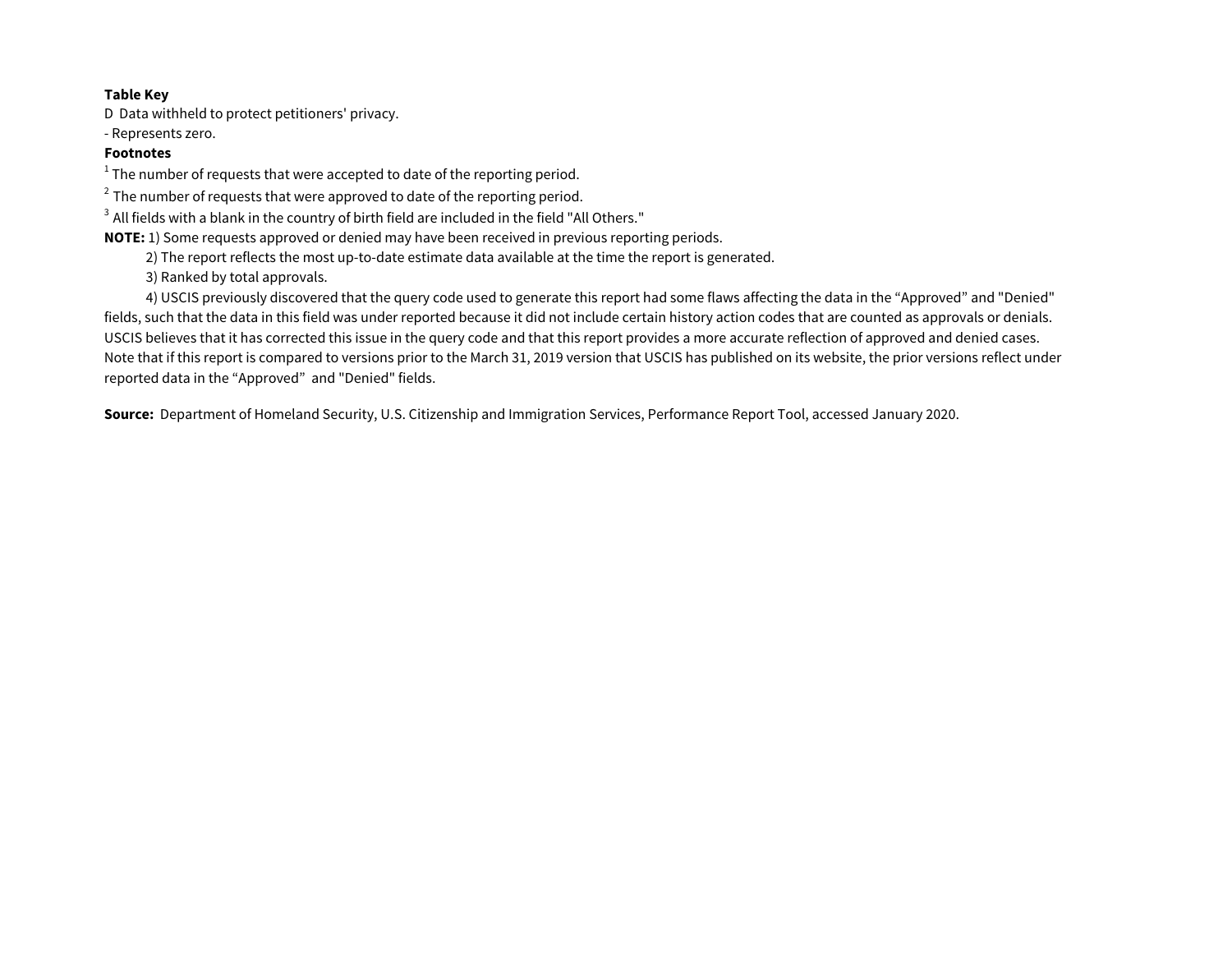**Table Key**

D  Data withheld to protect petitioners' privacy.

- Represents zero.

**Footnotes**

[1] The number of requests that were accepted to date of the reporting period.

[2] The number of requests that were approved to date of the reporting period.

[3] All fields with a blank in the country of birth field are included in the field "All Others."

**NOTE:** 1) Some requests approved or denied may have been received in previous reporting periods.

2) The report reflects the most up-to-date estimate data available at the time the report is generated.

3) Ranked by total approvals.

4) USCIS previously discovered that the query code used to generate this report had some flaws affecting the data in the “Approved” and "Denied" fields, such that the data in this field was under reported because it did not include certain history action codes that are counted as approvals or denials. USCIS believes that it has corrected this issue in the query code and that this report provides a more accurate reflection of approved and denied cases. Note that if this report is compared to versions prior to the March 31, 2019 version that USCIS has published on its website, the prior versions reflect under reported data in the “Approved” and "Denied" fields.

**Source:** Department of Homeland Security, U.S. Citizenship and Immigration Services, Performance Report Tool, accessed January 2020.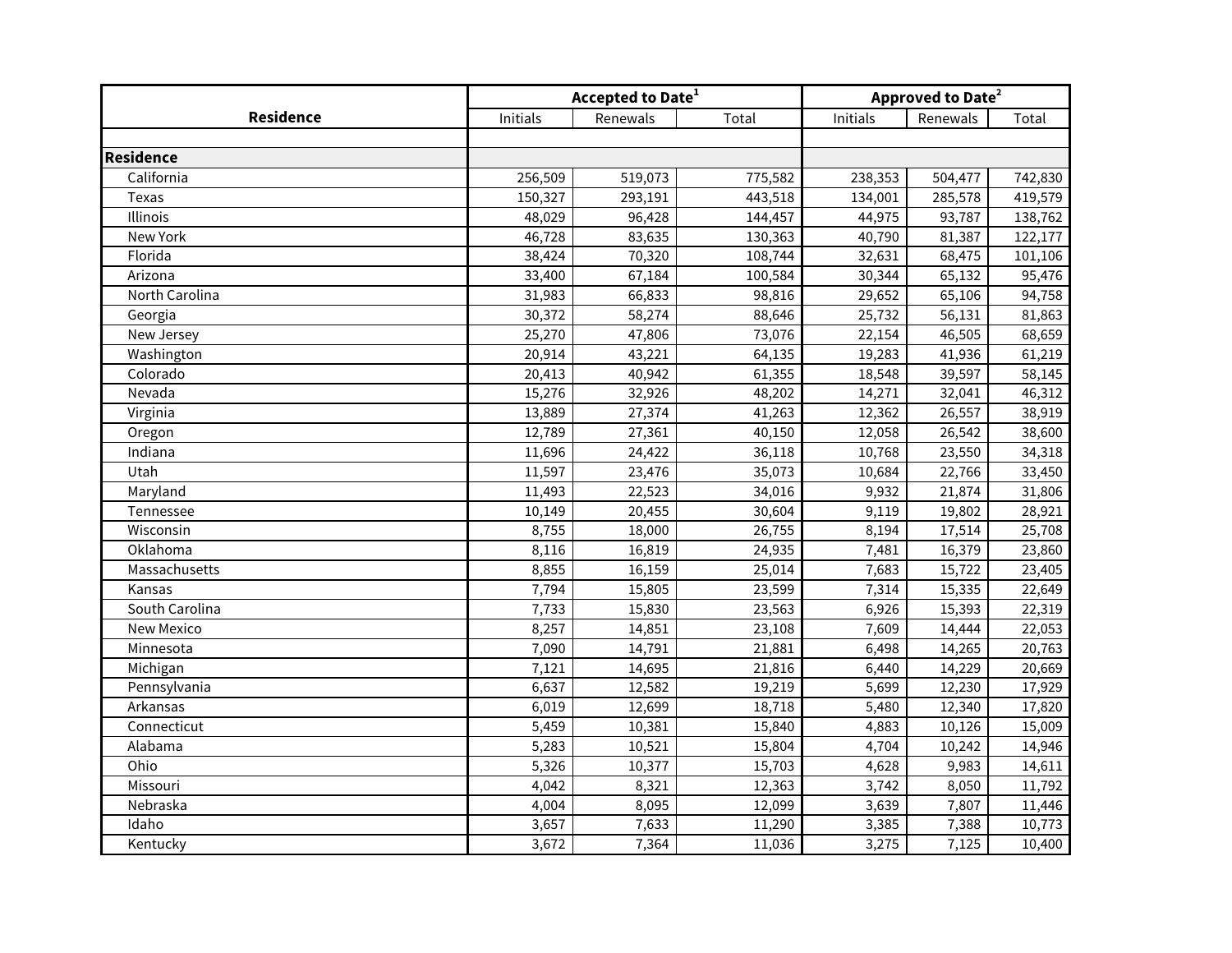| Residence | Accepted to Date[1] | | | Approved to Date[2] | | |
|---|---|---|---|---|---|---|
| | Initials | Renewals | Total | Initials | Renewals | Total |
| **Residence** | | | | | | |
| California | 256,509 | 519,073 | 775,582 | 238,353 | 504,477 | 742,830 |
| Texas | 150,327 | 293,191 | 443,518 | 134,001 | 285,578 | 419,579 |
| Illinois | 48,029 | 96,428 | 144,457 | 44,975 | 93,787 | 138,762 |
| New York | 46,728 | 83,635 | 130,363 | 40,790 | 81,387 | 122,177 |
| Florida | 38,424 | 70,320 | 108,744 | 32,631 | 68,475 | 101,106 |
| Arizona | 33,400 | 67,184 | 100,584 | 30,344 | 65,132 | 95,476 |
| North Carolina | 31,983 | 66,833 | 98,816 | 29,652 | 65,106 | 94,758 |
| Georgia | 30,372 | 58,274 | 88,646 | 25,732 | 56,131 | 81,863 |
| New Jersey | 25,270 | 47,806 | 73,076 | 22,154 | 46,505 | 68,659 |
| Washington | 20,914 | 43,221 | 64,135 | 19,283 | 41,936 | 61,219 |
| Colorado | 20,413 | 40,942 | 61,355 | 18,548 | 39,597 | 58,145 |
| Nevada | 15,276 | 32,926 | 48,202 | 14,271 | 32,041 | 46,312 |
| Virginia | 13,889 | 27,374 | 41,263 | 12,362 | 26,557 | 38,919 |
| Oregon | 12,789 | 27,361 | 40,150 | 12,058 | 26,542 | 38,600 |
| Indiana | 11,696 | 24,422 | 36,118 | 10,768 | 23,550 | 34,318 |
| Utah | 11,597 | 23,476 | 35,073 | 10,684 | 22,766 | 33,450 |
| Maryland | 11,493 | 22,523 | 34,016 | 9,932 | 21,874 | 31,806 |
| Tennessee | 10,149 | 20,455 | 30,604 | 9,119 | 19,802 | 28,921 |
| Wisconsin | 8,755 | 18,000 | 26,755 | 8,194 | 17,514 | 25,708 |
| Oklahoma | 8,116 | 16,819 | 24,935 | 7,481 | 16,379 | 23,860 |
| Massachusetts | 8,855 | 16,159 | 25,014 | 7,683 | 15,722 | 23,405 |
| Kansas | 7,794 | 15,805 | 23,599 | 7,314 | 15,335 | 22,649 |
| South Carolina | 7,733 | 15,830 | 23,563 | 6,926 | 15,393 | 22,319 |
| New Mexico | 8,257 | 14,851 | 23,108 | 7,609 | 14,444 | 22,053 |
| Minnesota | 7,090 | 14,791 | 21,881 | 6,498 | 14,265 | 20,763 |
| Michigan | 7,121 | 14,695 | 21,816 | 6,440 | 14,229 | 20,669 |
| Pennsylvania | 6,637 | 12,582 | 19,219 | 5,699 | 12,230 | 17,929 |
| Arkansas | 6,019 | 12,699 | 18,718 | 5,480 | 12,340 | 17,820 |
| Connecticut | 5,459 | 10,381 | 15,840 | 4,883 | 10,126 | 15,009 |
| Alabama | 5,283 | 10,521 | 15,804 | 4,704 | 10,242 | 14,946 |
| Ohio | 5,326 | 10,377 | 15,703 | 4,628 | 9,983 | 14,611 |
| Missouri | 4,042 | 8,321 | 12,363 | 3,742 | 8,050 | 11,792 |
| Nebraska | 4,004 | 8,095 | 12,099 | 3,639 | 7,807 | 11,446 |
| Idaho | 3,657 | 7,633 | 11,290 | 3,385 | 7,388 | 10,773 |
| Kentucky | 3,672 | 7,364 | 11,036 | 3,275 | 7,125 | 10,400 |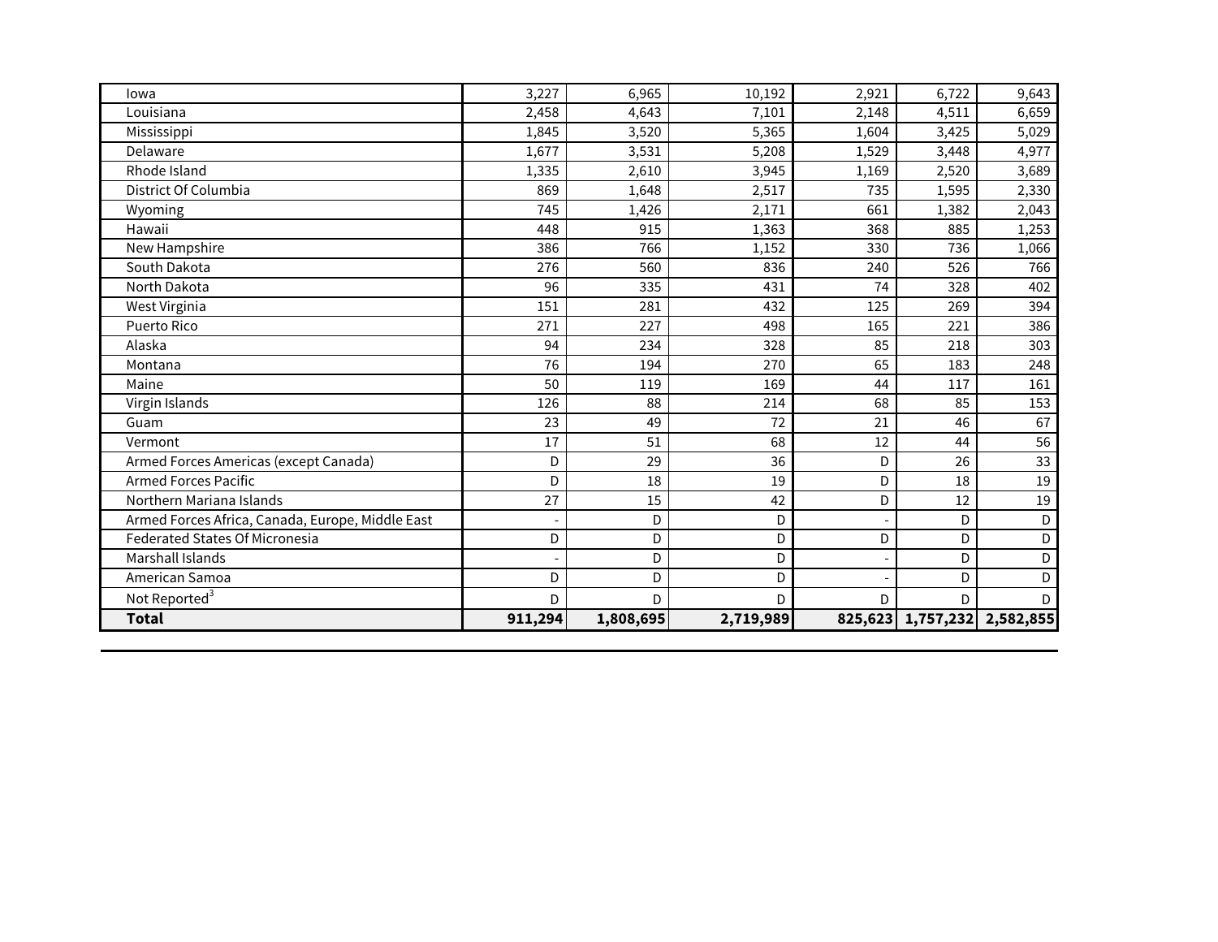| | | | | | | |
|---|---|---|---|---|---|---|
| Iowa | 3,227 | 6,965 | 10,192 | 2,921 | 6,722 | 9,643 |
| Louisiana | 2,458 | 4,643 | 7,101 | 2,148 | 4,511 | 6,659 |
| Mississippi | 1,845 | 3,520 | 5,365 | 1,604 | 3,425 | 5,029 |
| Delaware | 1,677 | 3,531 | 5,208 | 1,529 | 3,448 | 4,977 |
| Rhode Island | 1,335 | 2,610 | 3,945 | 1,169 | 2,520 | 3,689 |
| District Of Columbia | 869 | 1,648 | 2,517 | 735 | 1,595 | 2,330 |
| Wyoming | 745 | 1,426 | 2,171 | 661 | 1,382 | 2,043 |
| Hawaii | 448 | 915 | 1,363 | 368 | 885 | 1,253 |
| New Hampshire | 386 | 766 | 1,152 | 330 | 736 | 1,066 |
| South Dakota | 276 | 560 | 836 | 240 | 526 | 766 |
| North Dakota | 96 | 335 | 431 | 74 | 328 | 402 |
| West Virginia | 151 | 281 | 432 | 125 | 269 | 394 |
| Puerto Rico | 271 | 227 | 498 | 165 | 221 | 386 |
| Alaska | 94 | 234 | 328 | 85 | 218 | 303 |
| Montana | 76 | 194 | 270 | 65 | 183 | 248 |
| Maine | 50 | 119 | 169 | 44 | 117 | 161 |
| Virgin Islands | 126 | 88 | 214 | 68 | 85 | 153 |
| Guam | 23 | 49 | 72 | 21 | 46 | 67 |
| Vermont | 17 | 51 | 68 | 12 | 44 | 56 |
| Armed Forces Americas (except Canada) | D | 29 | 36 | D | 26 | 33 |
| Armed Forces Pacific | D | 18 | 19 | D | 18 | 19 |
| Northern Mariana Islands | 27 | 15 | 42 | D | 12 | 19 |
| Armed Forces Africa, Canada, Europe, Middle East | - | D | D | - | D | D |
| Federated States Of Micronesia | D | D | D | D | D | D |
| Marshall Islands | - | D | D | - | D | D |
| American Samoa | D | D | D | - | D | D |
| Not Reported[3] | D | D | D | D | D | D |
| **Total** | **911,294** | **1,808,695** | **2,719,989** | **825,623** | **1,757,232** | **2,582,855** |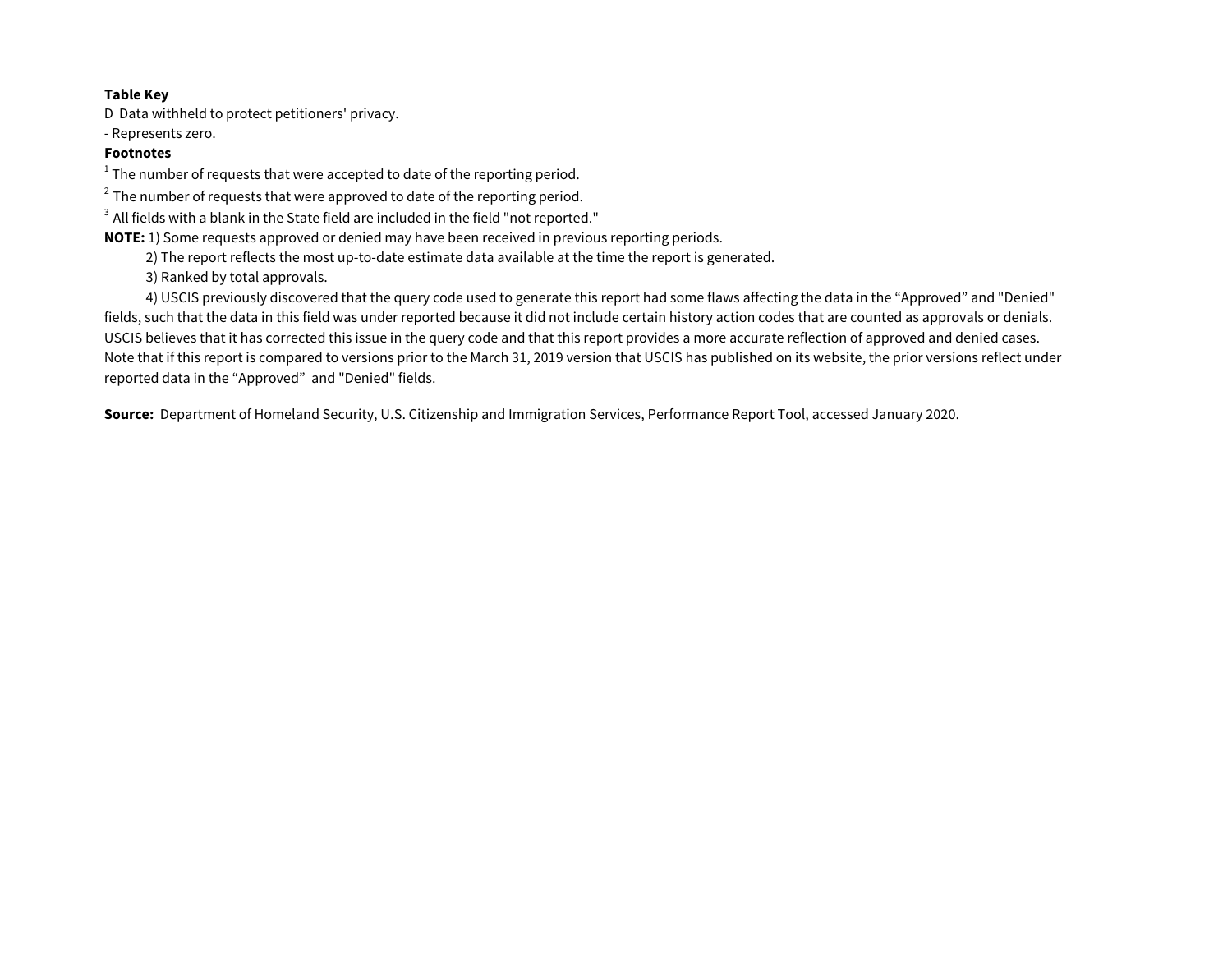**Table Key**

D Data withheld to protect petitioners' privacy.

- Represents zero.

**Footnotes**

[1] The number of requests that were accepted to date of the reporting period.

[2] The number of requests that were approved to date of the reporting period.

[3] All fields with a blank in the State field are included in the field "not reported."

**NOTE:** 1) Some requests approved or denied may have been received in previous reporting periods.

2) The report reflects the most up-to-date estimate data available at the time the report is generated.

3) Ranked by total approvals.

4) USCIS previously discovered that the query code used to generate this report had some flaws affecting the data in the “Approved” and "Denied" fields, such that the data in this field was under reported because it did not include certain history action codes that are counted as approvals or denials. USCIS believes that it has corrected this issue in the query code and that this report provides a more accurate reflection of approved and denied cases. Note that if this report is compared to versions prior to the March 31, 2019 version that USCIS has published on its website, the prior versions reflect under reported data in the “Approved” and "Denied" fields.

**Source:** Department of Homeland Security, U.S. Citizenship and Immigration Services, Performance Report Tool, accessed January 2020.